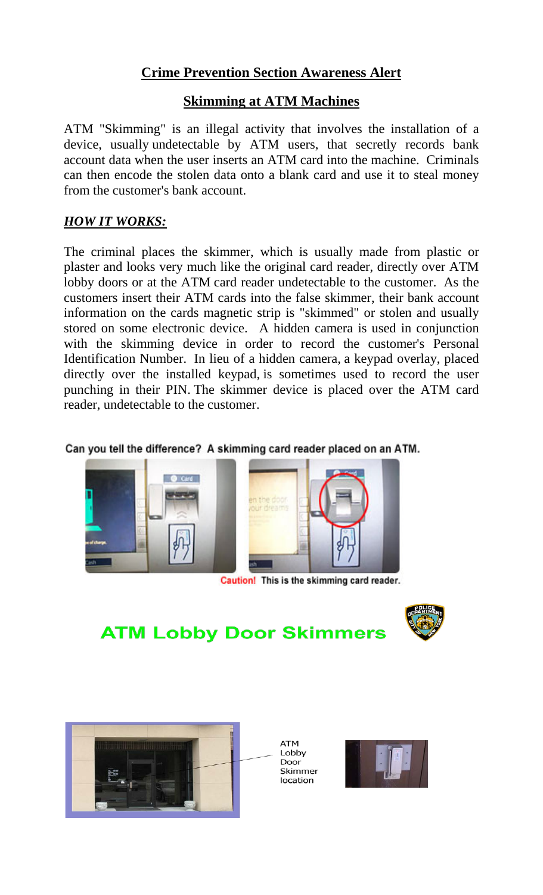## Crime Prevention Section Awareness Alert

## Skimming at ATM Machines

ATM "Skimming" is an illegal activity that involves the installation of a device, usually undetectable by ATM users, that secretly records bank account data when the user inserts an ATM card into the machine. Criminals can then encode the stolen data onto a blank card and use it to steal money from the customer's bank account.

### *HOW IT WORKS:*

The criminal places the skimmer, which is usually made from plastic or plaster and looks very much like the original card reader, directly over ATM lobby doors or at the ATM card reader undetectable to the customer. As the customers insert their ATM cards into the false skimmer, their bank account information on the cards magnetic strip is "skimmed" or stolen and usually stored on some electronic device. A hidden camera is used in conjunction with the skimming device in order to record the customer's Personal Identification Number. In lieu of a hidden camera, a keypad overlay, placed directly over the installed keypad, is sometimes used to record the user punching in their PIN. The skimmer device is placed over the ATM card reader, undetectable to the customer.

**Can you tell the difference? A skimming card reader placed on an ATM.**

**Caution! This is the skimming card reader.**

## ATM Lobby Door Skimmers

ATM Lobby Door Skimmer location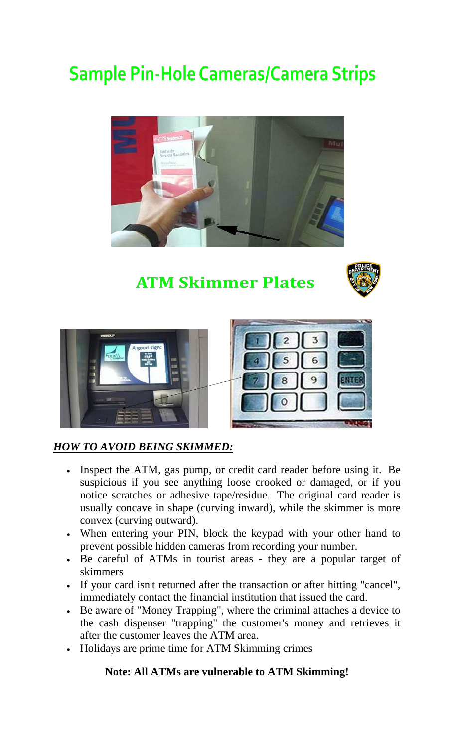# Sample Pin-Hole Cameras/Camera Strips

## ATM Skimmer Plates

***HOW TO AVOID BEING SKIMMED:***

- Inspect the ATM, gas pump, or credit card reader before using it. Be suspicious if you see anything loose crooked or damaged, or if you notice scratches or adhesive tape/residue. The original card reader is usually concave in shape (curving inward), while the skimmer is more convex (curving outward).
- When entering your PIN, block the keypad with your other hand to prevent possible hidden cameras from recording your number.
- Be careful of ATMs in tourist areas - they are a popular target of skimmers
- If your card isn't returned after the transaction or after hitting "cancel", immediately contact the financial institution that issued the card.
- Be aware of "Money Trapping", where the criminal attaches a device to the cash dispenser "trapping" the customer's money and retrieves it after the customer leaves the ATM area.
- Holidays are prime time for ATM Skimming crimes

**Note: All ATMs are vulnerable to ATM Skimming!**